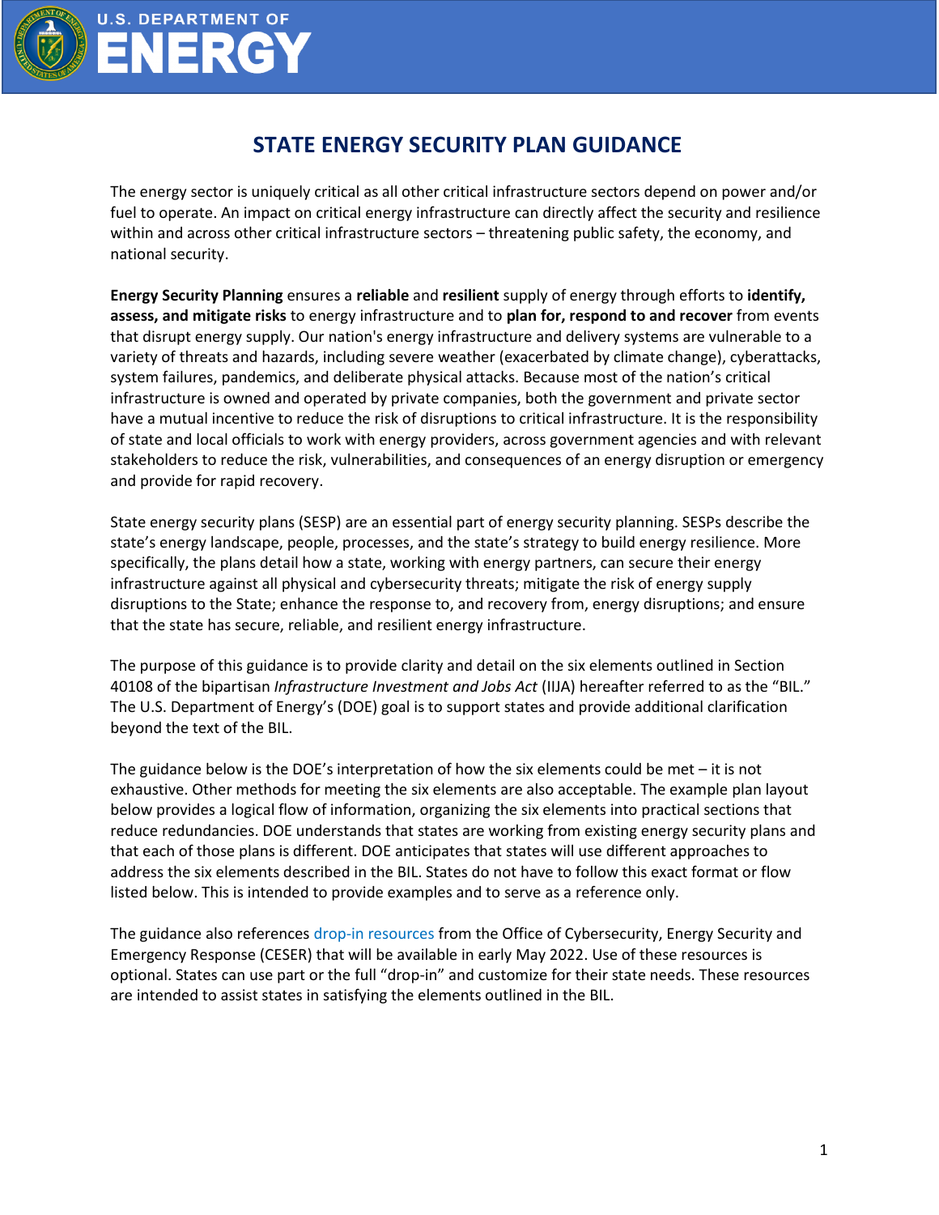U.S. DEPARTMENT OF **ENERGY**

# STATE ENERGY SECURITY PLAN GUIDANCE

The energy sector is uniquely critical as all other critical infrastructure sectors depend on power and/or fuel to operate. An impact on critical energy infrastructure can directly affect the security and resilience within and across other critical infrastructure sectors – threatening public safety, the economy, and national security.

**Energy Security Planning** ensures a **reliable** and **resilient** supply of energy through efforts to **identify, assess, and mitigate risks** to energy infrastructure and to **plan for, respond to and recover** from events that disrupt energy supply. Our nation's energy infrastructure and delivery systems are vulnerable to a variety of threats and hazards, including severe weather (exacerbated by climate change), cyberattacks, system failures, pandemics, and deliberate physical attacks. Because most of the nation's critical infrastructure is owned and operated by private companies, both the government and private sector have a mutual incentive to reduce the risk of disruptions to critical infrastructure. It is the responsibility of state and local officials to work with energy providers, across government agencies and with relevant stakeholders to reduce the risk, vulnerabilities, and consequences of an energy disruption or emergency and provide for rapid recovery.

State energy security plans (SESP) are an essential part of energy security planning. SESPs describe the state's energy landscape, people, processes, and the state's strategy to build energy resilience. More specifically, the plans detail how a state, working with energy partners, can secure their energy infrastructure against all physical and cybersecurity threats; mitigate the risk of energy supply disruptions to the State; enhance the response to, and recovery from, energy disruptions; and ensure that the state has secure, reliable, and resilient energy infrastructure.

The purpose of this guidance is to provide clarity and detail on the six elements outlined in Section 40108 of the bipartisan *Infrastructure Investment and Jobs Act* (IIJA) hereafter referred to as the "BIL." The U.S. Department of Energy's (DOE) goal is to support states and provide additional clarification beyond the text of the BIL.

The guidance below is the DOE's interpretation of how the six elements could be met – it is not exhaustive. Other methods for meeting the six elements are also acceptable. The example plan layout below provides a logical flow of information, organizing the six elements into practical sections that reduce redundancies. DOE understands that states are working from existing energy security plans and that each of those plans is different. DOE anticipates that states will use different approaches to address the six elements described in the BIL. States do not have to follow this exact format or flow listed below. This is intended to provide examples and to serve as a reference only.

The guidance also references drop-in resources from the Office of Cybersecurity, Energy Security and Emergency Response (CESER) that will be available in early May 2022. Use of these resources is optional. States can use part or the full "drop-in" and customize for their state needs. These resources are intended to assist states in satisfying the elements outlined in the BIL.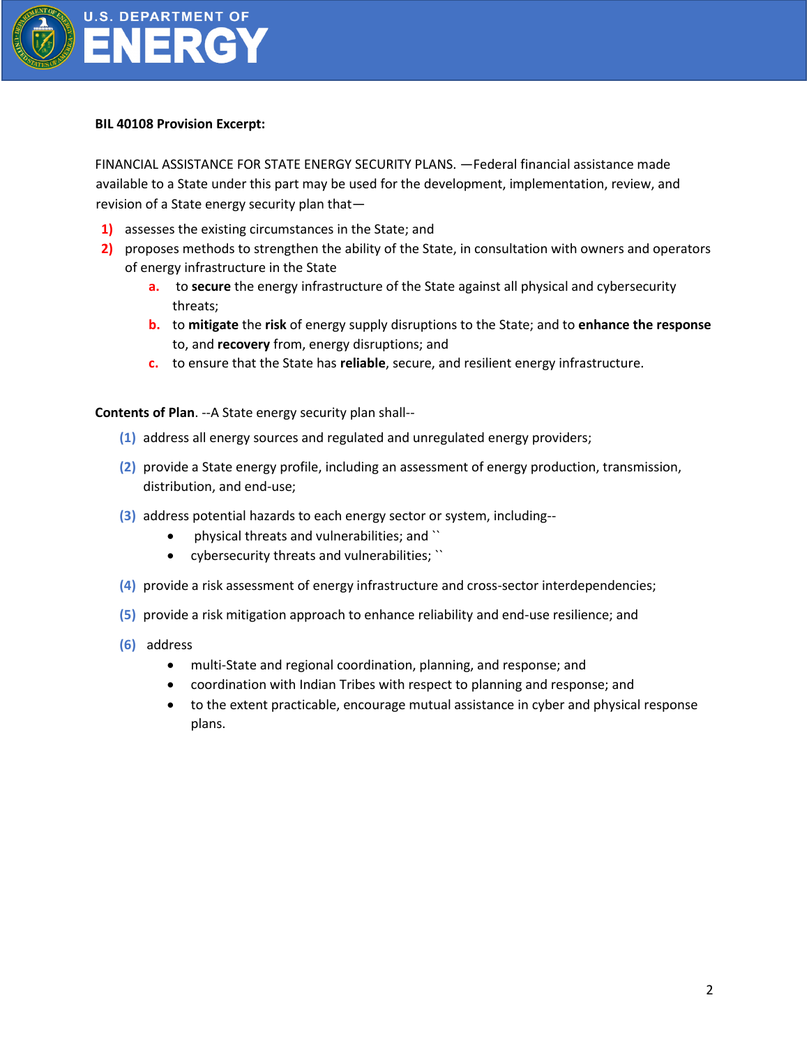**BIL 40108 Provision Excerpt:**

FINANCIAL ASSISTANCE FOR STATE ENERGY SECURITY PLANS. —Federal financial assistance made available to a State under this part may be used for the development, implementation, review, and revision of a State energy security plan that—

1) assesses the existing circumstances in the State; and
2) proposes methods to strengthen the ability of the State, in consultation with owners and operators of energy infrastructure in the State
   a. to **secure** the energy infrastructure of the State against all physical and cybersecurity threats;
   b. to **mitigate** the **risk** of energy supply disruptions to the State; and to **enhance the response** to, and **recovery** from, energy disruptions; and
   c. to ensure that the State has **reliable**, secure, and resilient energy infrastructure.

**Contents of Plan**. --A State energy security plan shall--

(1) address all energy sources and regulated and unregulated energy providers;

(2) provide a State energy profile, including an assessment of energy production, transmission, distribution, and end-use;

(3) address potential hazards to each energy sector or system, including--
   - physical threats and vulnerabilities; and ``
   - cybersecurity threats and vulnerabilities; ``

(4) provide a risk assessment of energy infrastructure and cross-sector interdependencies;

(5) provide a risk mitigation approach to enhance reliability and end-use resilience; and

(6) address
   - multi-State and regional coordination, planning, and response; and
   - coordination with Indian Tribes with respect to planning and response; and
   - to the extent practicable, encourage mutual assistance in cyber and physical response plans.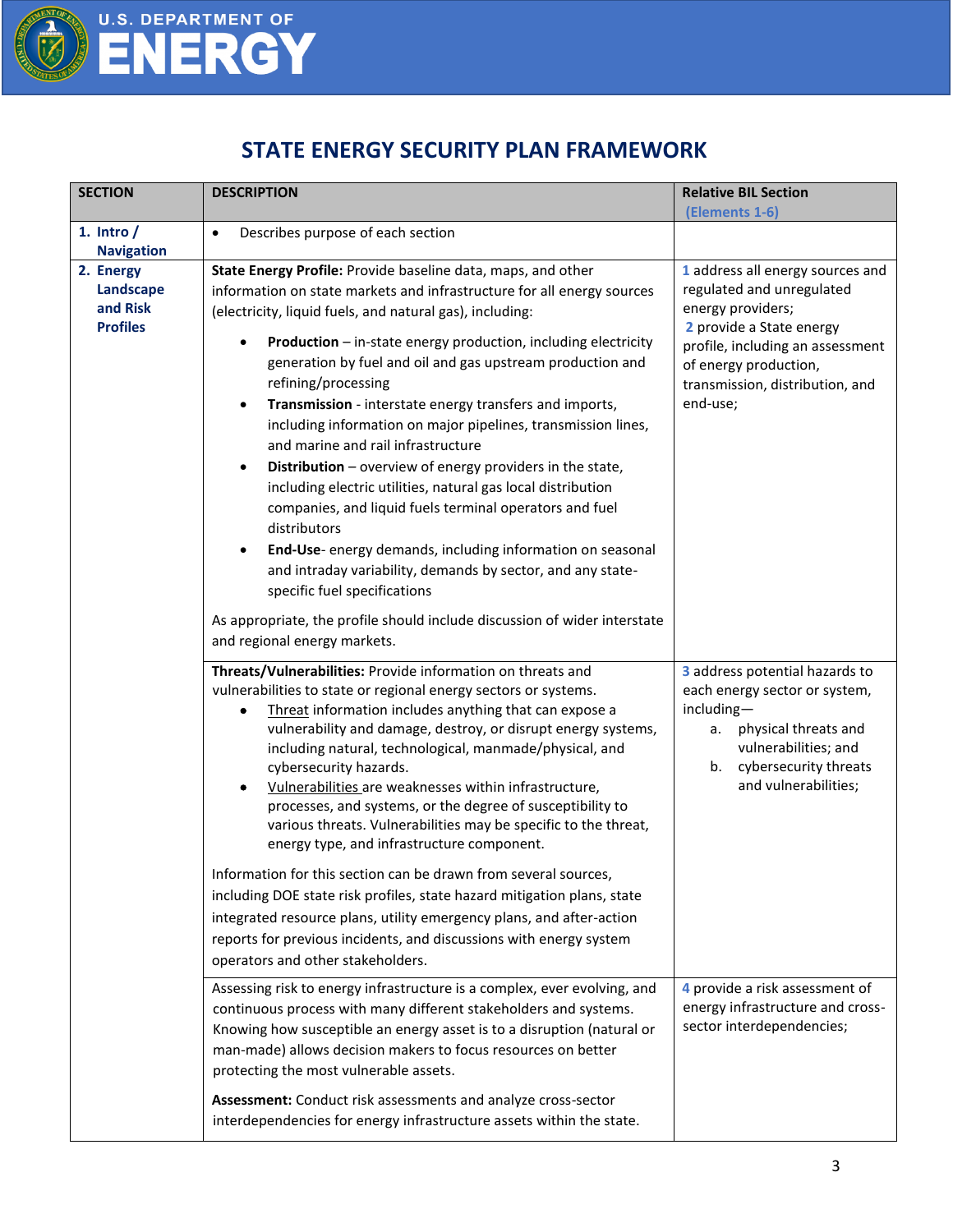## STATE ENERGY SECURITY PLAN FRAMEWORK

| SECTION | DESCRIPTION | Relative BIL Section (Elements 1-6) |
|---|---|---|
| 1. Intro / Navigation | • Describes purpose of each section | |
| 2. Energy Landscape and Risk Profiles | **State Energy Profile:** Provide baseline data, maps, and other information on state markets and infrastructure for all energy sources (electricity, liquid fuels, and natural gas), including:<br>• **Production** – in-state energy production, including electricity generation by fuel and oil and gas upstream production and refining/processing<br>• **Transmission** - interstate energy transfers and imports, including information on major pipelines, transmission lines, and marine and rail infrastructure<br>• **Distribution** – overview of energy providers in the state, including electric utilities, natural gas local distribution companies, and liquid fuels terminal operators and fuel distributors<br>• **End-Use**- energy demands, including information on seasonal and intraday variability, demands by sector, and any state-specific fuel specifications<br><br>As appropriate, the profile should include discussion of wider interstate and regional energy markets. | 1 address all energy sources and regulated and unregulated energy providers;<br>2 provide a State energy profile, including an assessment of energy production, transmission, distribution, and end-use; |
| | **Threats/Vulnerabilities:** Provide information on threats and vulnerabilities to state or regional energy sectors or systems.<br>• Threat information includes anything that can expose a vulnerability and damage, destroy, or disrupt energy systems, including natural, technological, manmade/physical, and cybersecurity hazards.<br>• Vulnerabilities are weaknesses within infrastructure, processes, and systems, or the degree of susceptibility to various threats. Vulnerabilities may be specific to the threat, energy type, and infrastructure component.<br><br>Information for this section can be drawn from several sources, including DOE state risk profiles, state hazard mitigation plans, state integrated resource plans, utility emergency plans, and after-action reports for previous incidents, and discussions with energy system operators and other stakeholders. | 3 address potential hazards to each energy sector or system, including—<br>a. physical threats and vulnerabilities; and<br>b. cybersecurity threats and vulnerabilities; |
| | Assessing risk to energy infrastructure is a complex, ever evolving, and continuous process with many different stakeholders and systems. Knowing how susceptible an energy asset is to a disruption (natural or man-made) allows decision makers to focus resources on better protecting the most vulnerable assets.<br><br>**Assessment:** Conduct risk assessments and analyze cross-sector interdependencies for energy infrastructure assets within the state. | 4 provide a risk assessment of energy infrastructure and cross-sector interdependencies; |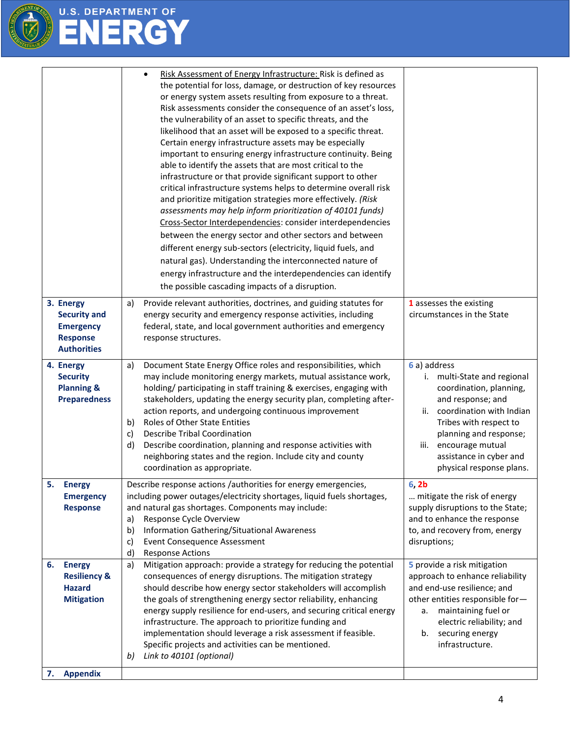| | | |
|---|---|---|
| | • Risk Assessment of Energy Infrastructure: Risk is defined as the potential for loss, damage, or destruction of key resources or energy system assets resulting from exposure to a threat. Risk assessments consider the consequence of an asset's loss, the vulnerability of an asset to specific threats, and the likelihood that an asset will be exposed to a specific threat. Certain energy infrastructure assets may be especially important to ensuring energy infrastructure continuity. Being able to identify the assets that are most critical to the infrastructure or that provide significant support to other critical infrastructure systems helps to determine overall risk and prioritize mitigation strategies more effectively. *(Risk assessments may help inform prioritization of 40101 funds)*<br>Cross-Sector Interdependencies: consider interdependencies between the energy sector and other sectors and between different energy sub-sectors (electricity, liquid fuels, and natural gas). Understanding the interconnected nature of energy infrastructure and the interdependencies can identify the possible cascading impacts of a disruption. | |
| **3. Energy Security and Emergency Response Authorities** | a) Provide relevant authorities, doctrines, and guiding statutes for energy security and emergency response activities, including federal, state, and local government authorities and emergency response structures. | **1** assesses the existing circumstances in the State |
| **4. Energy Security Planning & Preparedness** | a) Document State Energy Office roles and responsibilities, which may include monitoring energy markets, mutual assistance work, holding/ participating in staff training & exercises, engaging with stakeholders, updating the energy security plan, completing after-action reports, and undergoing continuous improvement<br>b) Roles of Other State Entities<br>c) Describe Tribal Coordination<br>d) Describe coordination, planning and response activities with neighboring states and the region. Include city and county coordination as appropriate. | **6** a) address<br>i. multi-State and regional coordination, planning, and response; and<br>ii. coordination with Indian Tribes with respect to planning and response;<br>iii. encourage mutual assistance in cyber and physical response plans. |
| **5. Energy Emergency Response** | Describe response actions /authorities for energy emergencies, including power outages/electricity shortages, liquid fuels shortages, and natural gas shortages. Components may include:<br>a) Response Cycle Overview<br>b) Information Gathering/Situational Awareness<br>c) Event Consequence Assessment<br>d) Response Actions | **6**, **2b**<br>… mitigate the risk of energy supply disruptions to the State; and to enhance the response to, and recovery from, energy disruptions; |
| **6. Energy Resiliency & Hazard Mitigation** | a) Mitigation approach: provide a strategy for reducing the potential consequences of energy disruptions. The mitigation strategy should describe how energy sector stakeholders will accomplish the goals of strengthening energy sector reliability, enhancing energy supply resilience for end-users, and securing critical energy infrastructure. The approach to prioritize funding and implementation should leverage a risk assessment if feasible. Specific projects and activities can be mentioned.<br>*b) Link to 40101 (optional)* | **5** provide a risk mitigation approach to enhance reliability and end-use resilience; and other entities responsible for—<br>a. maintaining fuel or electric reliability; and<br>b. securing energy infrastructure. |
| **7. Appendix** | | |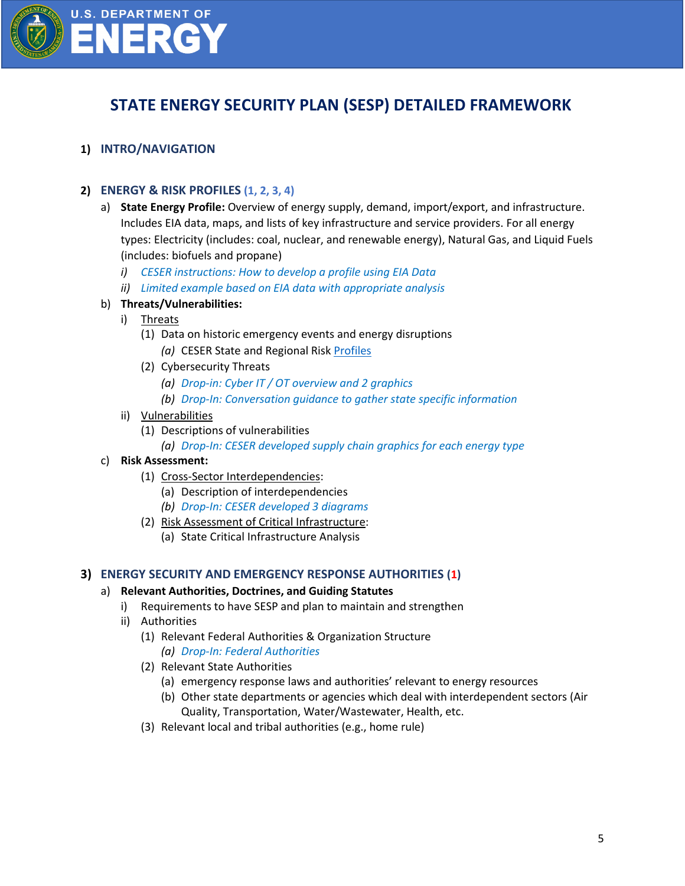# STATE ENERGY SECURITY PLAN (SESP) DETAILED FRAMEWORK

## 1) INTRO/NAVIGATION

## 2) ENERGY & RISK PROFILES (1, 2, 3, 4)

a) **State Energy Profile:** Overview of energy supply, demand, import/export, and infrastructure. Includes EIA data, maps, and lists of key infrastructure and service providers. For all energy types: Electricity (includes: coal, nuclear, and renewable energy), Natural Gas, and Liquid Fuels (includes: biofuels and propane)
   - *i) CESER instructions: How to develop a profile using EIA Data*
   - *ii) Limited example based on EIA data with appropriate analysis*

b) **Threats/Vulnerabilities:**
   - i) Threats
     - (1) Data on historic emergency events and energy disruptions
       - *(a)* CESER State and Regional Risk Profiles
     - (2) Cybersecurity Threats
       - *(a) Drop-in: Cyber IT / OT overview and 2 graphics*
       - *(b) Drop-In: Conversation guidance to gather state specific information*
   - ii) Vulnerabilities
     - (1) Descriptions of vulnerabilities
       - *(a) Drop-In: CESER developed supply chain graphics for each energy type*

c) **Risk Assessment:**
   - (1) Cross-Sector Interdependencies:
     - (a) Description of interdependencies
     - *(b) Drop-In: CESER developed 3 diagrams*
   - (2) Risk Assessment of Critical Infrastructure:
     - (a) State Critical Infrastructure Analysis

## 3) ENERGY SECURITY AND EMERGENCY RESPONSE AUTHORITIES (1)

a) **Relevant Authorities, Doctrines, and Guiding Statutes**
   - i) Requirements to have SESP and plan to maintain and strengthen
   - ii) Authorities
     - (1) Relevant Federal Authorities & Organization Structure
       - *(a) Drop-In: Federal Authorities*
     - (2) Relevant State Authorities
       - (a) emergency response laws and authorities' relevant to energy resources
       - (b) Other state departments or agencies which deal with interdependent sectors (Air Quality, Transportation, Water/Wastewater, Health, etc.
     - (3) Relevant local and tribal authorities (e.g., home rule)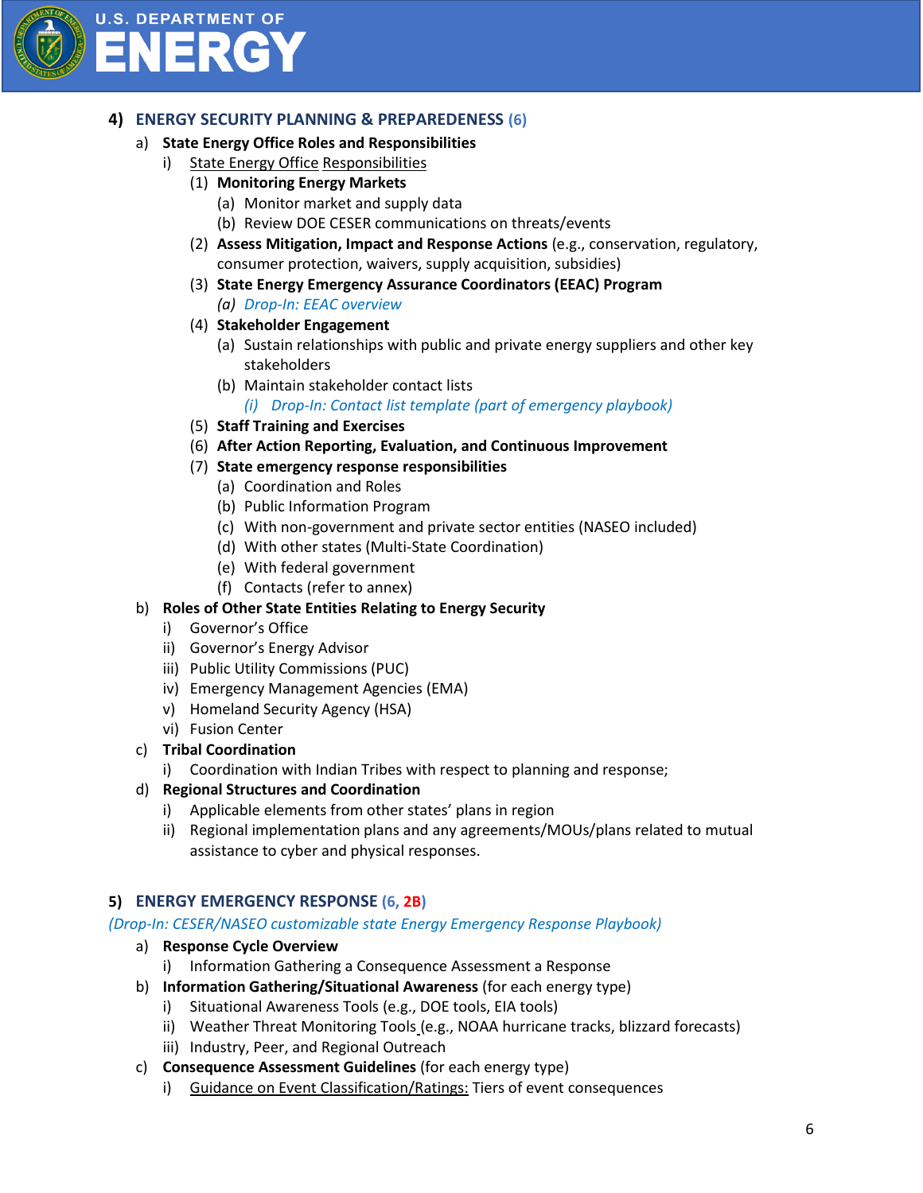## 4) ENERGY SECURITY PLANNING & PREPAREDNESS (6)

a) **State Energy Office Roles and Responsibilities**

   i) State Energy Office Responsibilities

      (1) **Monitoring Energy Markets**
         - (a) Monitor market and supply data
         - (b) Review DOE CESER communications on threats/events

      (2) **Assess Mitigation, Impact and Response Actions** (e.g., conservation, regulatory, consumer protection, waivers, supply acquisition, subsidies)

      (3) **State Energy Emergency Assurance Coordinators (EEAC) Program**
         - *(a) Drop-In: EEAC overview*

      (4) **Stakeholder Engagement**
         - (a) Sustain relationships with public and private energy suppliers and other key stakeholders
         - (b) Maintain stakeholder contact lists
            - *(i) Drop-In: Contact list template (part of emergency playbook)*

      (5) **Staff Training and Exercises**

      (6) **After Action Reporting, Evaluation, and Continuous Improvement**

      (7) **State emergency response responsibilities**
         - (a) Coordination and Roles
         - (b) Public Information Program
         - (c) With non-government and private sector entities (NASEO included)
         - (d) With other states (Multi-State Coordination)
         - (e) With federal government
         - (f) Contacts (refer to annex)

b) **Roles of Other State Entities Relating to Energy Security**
   - i) Governor's Office
   - ii) Governor's Energy Advisor
   - iii) Public Utility Commissions (PUC)
   - iv) Emergency Management Agencies (EMA)
   - v) Homeland Security Agency (HSA)
   - vi) Fusion Center

c) **Tribal Coordination**
   - i) Coordination with Indian Tribes with respect to planning and response;

d) **Regional Structures and Coordination**
   - i) Applicable elements from other states' plans in region
   - ii) Regional implementation plans and any agreements/MOUs/plans related to mutual assistance to cyber and physical responses.

## 5) ENERGY EMERGENCY RESPONSE (6, 2B)

*(Drop-In: CESER/NASEO customizable state Energy Emergency Response Playbook)*

a) **Response Cycle Overview**
   - i) Information Gathering a Consequence Assessment a Response

b) **Information Gathering/Situational Awareness** (for each energy type)
   - i) Situational Awareness Tools (e.g., DOE tools, EIA tools)
   - ii) Weather Threat Monitoring Tools (e.g., NOAA hurricane tracks, blizzard forecasts)
   - iii) Industry, Peer, and Regional Outreach

c) **Consequence Assessment Guidelines** (for each energy type)
   - i) Guidance on Event Classification/Ratings: Tiers of event consequences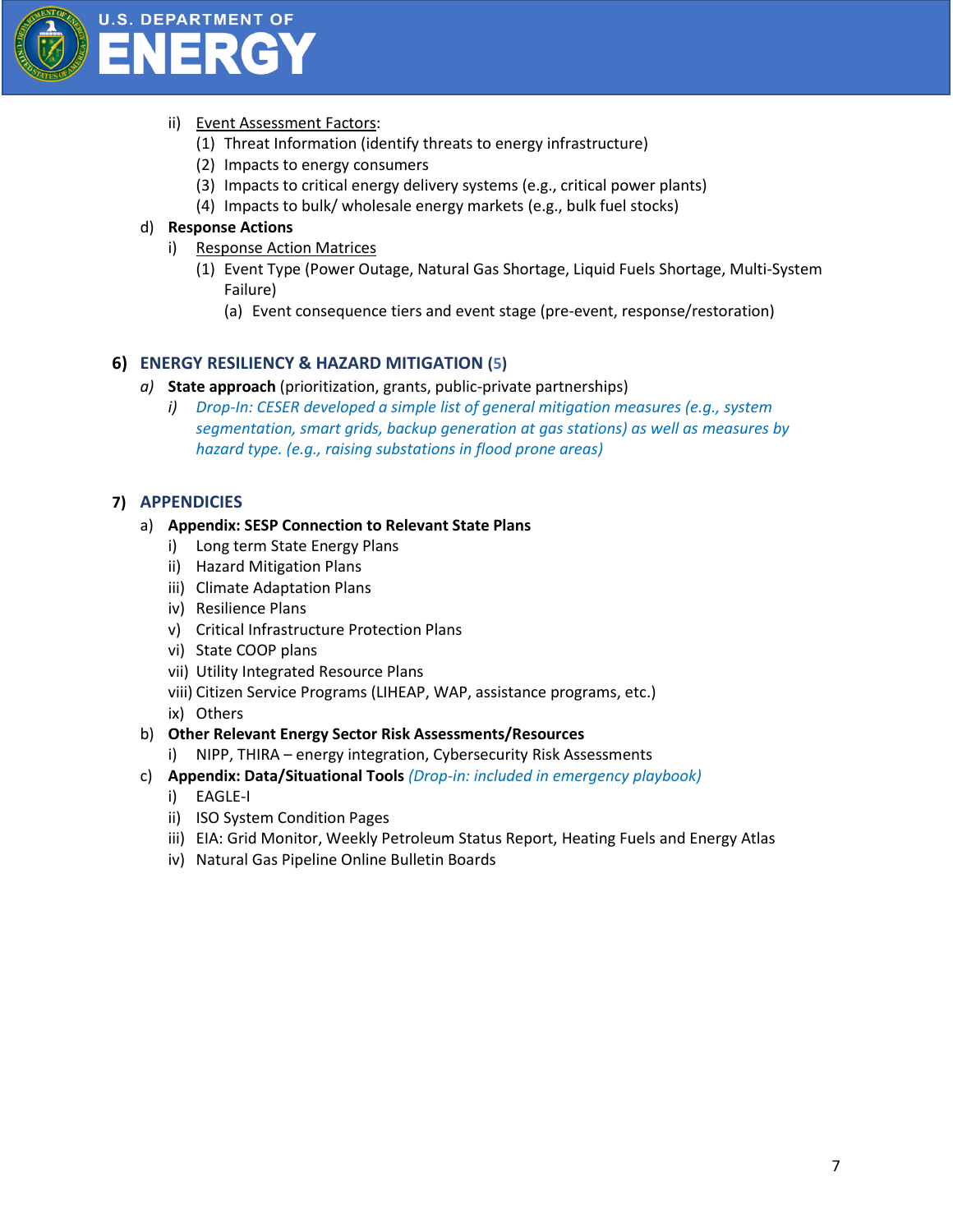- ii) <u>Event Assessment Factors</u>:
    - (1) Threat Information (identify threats to energy infrastructure)
    - (2) Impacts to energy consumers
    - (3) Impacts to critical energy delivery systems (e.g., critical power plants)
    - (4) Impacts to bulk/ wholesale energy markets (e.g., bulk fuel stocks)

d) **Response Actions**

- i) <u>Response Action Matrices</u>
    - (1) Event Type (Power Outage, Natural Gas Shortage, Liquid Fuels Shortage, Multi-System Failure)
        - (a) Event consequence tiers and event stage (pre-event, response/restoration)

## 6) ENERGY RESILIENCY & HAZARD MITIGATION (5)

*a)* **State approach** (prioritization, grants, public-private partnerships)

- *i) Drop-In: CESER developed a simple list of general mitigation measures (e.g., system segmentation, smart grids, backup generation at gas stations) as well as measures by hazard type. (e.g., raising substations in flood prone areas)*

## 7) APPENDICIES

a) **Appendix: SESP Connection to Relevant State Plans**

- i) Long term State Energy Plans
- ii) Hazard Mitigation Plans
- iii) Climate Adaptation Plans
- iv) Resilience Plans
- v) Critical Infrastructure Protection Plans
- vi) State COOP plans
- vii) Utility Integrated Resource Plans
- viii) Citizen Service Programs (LIHEAP, WAP, assistance programs, etc.)
- ix) Others

b) **Other Relevant Energy Sector Risk Assessments/Resources**

- i) NIPP, THIRA – energy integration, Cybersecurity Risk Assessments

c) **Appendix: Data/Situational Tools** *(Drop-in: included in emergency playbook)*

- i) EAGLE-I
- ii) ISO System Condition Pages
- iii) EIA: Grid Monitor, Weekly Petroleum Status Report, Heating Fuels and Energy Atlas
- iv) Natural Gas Pipeline Online Bulletin Boards